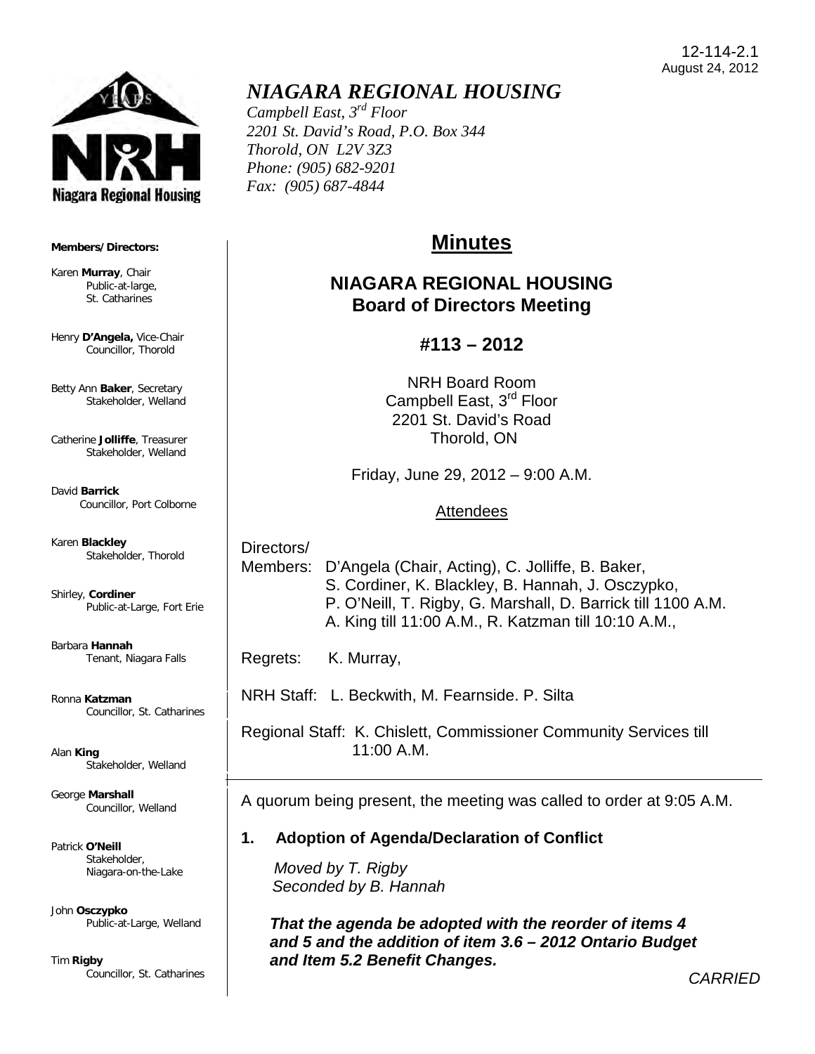12-114-2.1
August 24, 2012

# *NIAGARA REGIONAL HOUSING*

*Campbell East, 3rd Floor*
*2201 St. David's Road, P.O. Box 344*
*Thorold, ON L2V 3Z3*
*Phone: (905) 682-9201*
*Fax: (905) 687-4844*

**Members/Directors:**

Karen **Murray**, Chair
Public-at-large, St. Catharines

Henry **D'Angela,** Vice-Chair
Councillor, Thorold

Betty Ann **Baker**, Secretary
Stakeholder, Welland

Catherine **Jolliffe**, Treasurer
Stakeholder, Welland

David **Barrick**
Councillor, Port Colborne

Karen **Blackley**
Stakeholder, Thorold

Shirley, **Cordiner**
Public-at-Large, Fort Erie

Barbara **Hannah**
Tenant, Niagara Falls

Ronna **Katzman**
Councillor, St. Catharines

Alan **King**
Stakeholder, Welland

George **Marshall**
Councillor, Welland

Patrick **O'Neill**
Stakeholder, Niagara-on-the-Lake

John **Osczypko**
Public-at-Large, Welland

Tim **Rigby**
Councillor, St. Catharines

# Minutes

## NIAGARA REGIONAL HOUSING
## Board of Directors Meeting

### #113 – 2012

NRH Board Room
Campbell East, 3rd Floor
2201 St. David's Road
Thorold, ON

Friday, June 29, 2012 – 9:00 A.M.

Attendees

Directors/
Members: D'Angela (Chair, Acting), C. Jolliffe, B. Baker, S. Cordiner, K. Blackley, B. Hannah, J. Osczypko, P. O'Neill, T. Rigby, G. Marshall, D. Barrick till 1100 A.M. A. King till 11:00 A.M., R. Katzman till 10:10 A.M.,

Regrets: K. Murray,

NRH Staff: L. Beckwith, M. Fearnside. P. Silta

Regional Staff: K. Chislett, Commissioner Community Services till 11:00 A.M.

A quorum being present, the meeting was called to order at 9:05 A.M.

**1. Adoption of Agenda/Declaration of Conflict**

*Moved by T. Rigby*
*Seconded by B. Hannah*

***That the agenda be adopted with the reorder of items 4 and 5 and the addition of item 3.6 – 2012 Ontario Budget and Item 5.2 Benefit Changes.***

*CARRIED*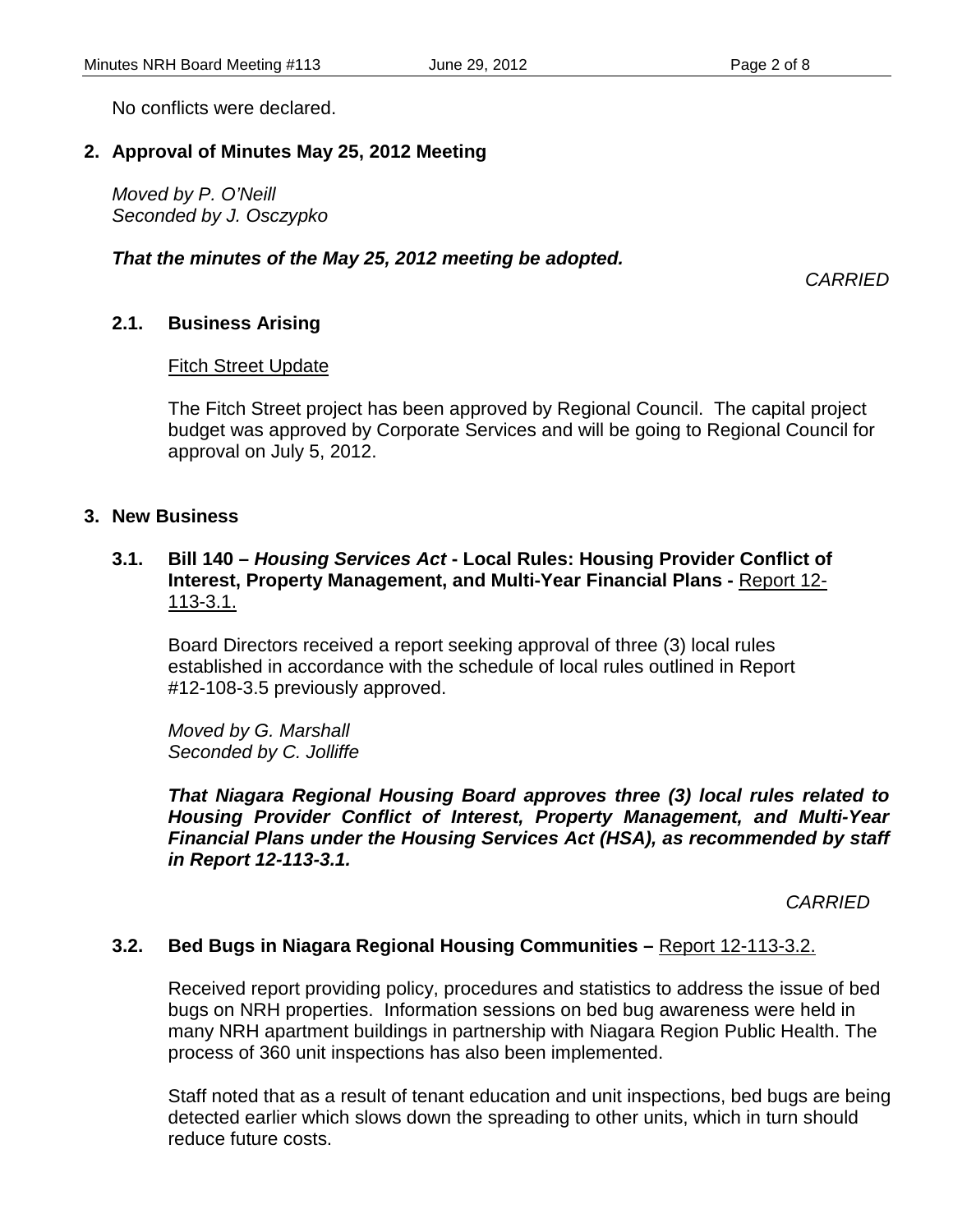No conflicts were declared.

## 2. Approval of Minutes May 25, 2012 Meeting

*Moved by P. O'Neill*
*Seconded by J. Osczypko*

***That the minutes of the May 25, 2012 meeting be adopted.***

*CARRIED*

### 2.1. Business Arising

Fitch Street Update

The Fitch Street project has been approved by Regional Council. The capital project budget was approved by Corporate Services and will be going to Regional Council for approval on July 5, 2012.

## 3. New Business

### 3.1. Bill 140 – *Housing Services Act* - Local Rules: Housing Provider Conflict of Interest, Property Management, and Multi-Year Financial Plans - Report 12-113-3.1.

Board Directors received a report seeking approval of three (3) local rules established in accordance with the schedule of local rules outlined in Report #12-108-3.5 previously approved.

*Moved by G. Marshall*
*Seconded by C. Jolliffe*

***That Niagara Regional Housing Board approves three (3) local rules related to Housing Provider Conflict of Interest, Property Management, and Multi-Year Financial Plans under the Housing Services Act (HSA), as recommended by staff in Report 12-113-3.1.***

*CARRIED*

### 3.2. Bed Bugs in Niagara Regional Housing Communities – Report 12-113-3.2.

Received report providing policy, procedures and statistics to address the issue of bed bugs on NRH properties. Information sessions on bed bug awareness were held in many NRH apartment buildings in partnership with Niagara Region Public Health. The process of 360 unit inspections has also been implemented.

Staff noted that as a result of tenant education and unit inspections, bed bugs are being detected earlier which slows down the spreading to other units, which in turn should reduce future costs.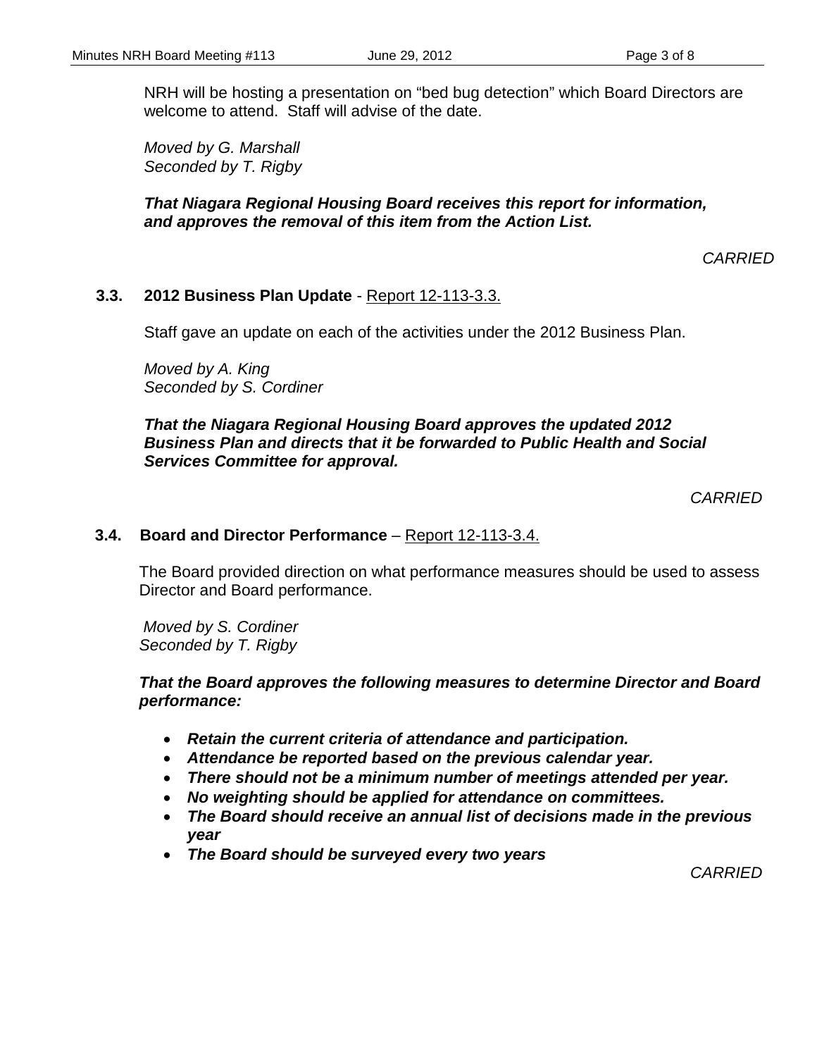NRH will be hosting a presentation on "bed bug detection" which Board Directors are welcome to attend. Staff will advise of the date.

*Moved by G. Marshall*
*Seconded by T. Rigby*

***That Niagara Regional Housing Board receives this report for information, and approves the removal of this item from the Action List.***

*CARRIED*

### 3.3. 2012 Business Plan Update - Report 12-113-3.3.

Staff gave an update on each of the activities under the 2012 Business Plan.

*Moved by A. King*
*Seconded by S. Cordiner*

***That the Niagara Regional Housing Board approves the updated 2012 Business Plan and directs that it be forwarded to Public Health and Social Services Committee for approval.***

*CARRIED*

### 3.4. Board and Director Performance – Report 12-113-3.4.

The Board provided direction on what performance measures should be used to assess Director and Board performance.

*Moved by S. Cordiner*
*Seconded by T. Rigby*

***That the Board approves the following measures to determine Director and Board performance:***

- ***Retain the current criteria of attendance and participation.***
- ***Attendance be reported based on the previous calendar year.***
- ***There should not be a minimum number of meetings attended per year.***
- ***No weighting should be applied for attendance on committees.***
- ***The Board should receive an annual list of decisions made in the previous year***
- ***The Board should be surveyed every two years***

*CARRIED*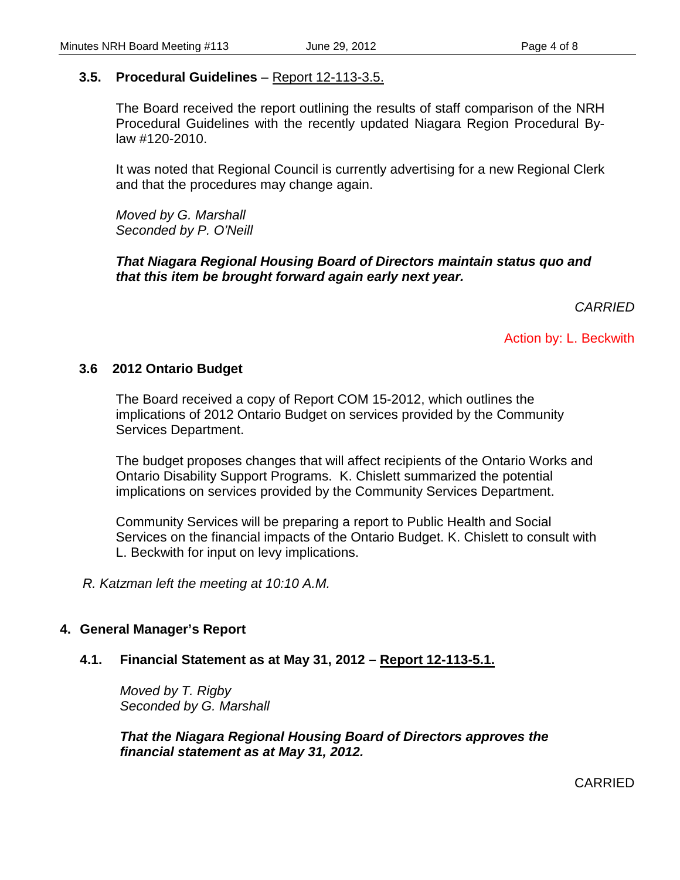### 3.5. Procedural Guidelines – Report 12-113-3.5.

The Board received the report outlining the results of staff comparison of the NRH Procedural Guidelines with the recently updated Niagara Region Procedural By-law #120-2010.

It was noted that Regional Council is currently advertising for a new Regional Clerk and that the procedures may change again.

*Moved by G. Marshall*
*Seconded by P. O'Neill*

***That Niagara Regional Housing Board of Directors maintain status quo and that this item be brought forward again early next year.***

*CARRIED*

Action by: L. Beckwith

### 3.6 2012 Ontario Budget

The Board received a copy of Report COM 15-2012, which outlines the implications of 2012 Ontario Budget on services provided by the Community Services Department.

The budget proposes changes that will affect recipients of the Ontario Works and Ontario Disability Support Programs. K. Chislett summarized the potential implications on services provided by the Community Services Department.

Community Services will be preparing a report to Public Health and Social Services on the financial impacts of the Ontario Budget. K. Chislett to consult with L. Beckwith for input on levy implications.

*R. Katzman left the meeting at 10:10 A.M.*

## 4. General Manager's Report

### 4.1. Financial Statement as at May 31, 2012 – Report 12-113-5.1.

*Moved by T. Rigby*
*Seconded by G. Marshall*

***That the Niagara Regional Housing Board of Directors approves the financial statement as at May 31, 2012.***

CARRIED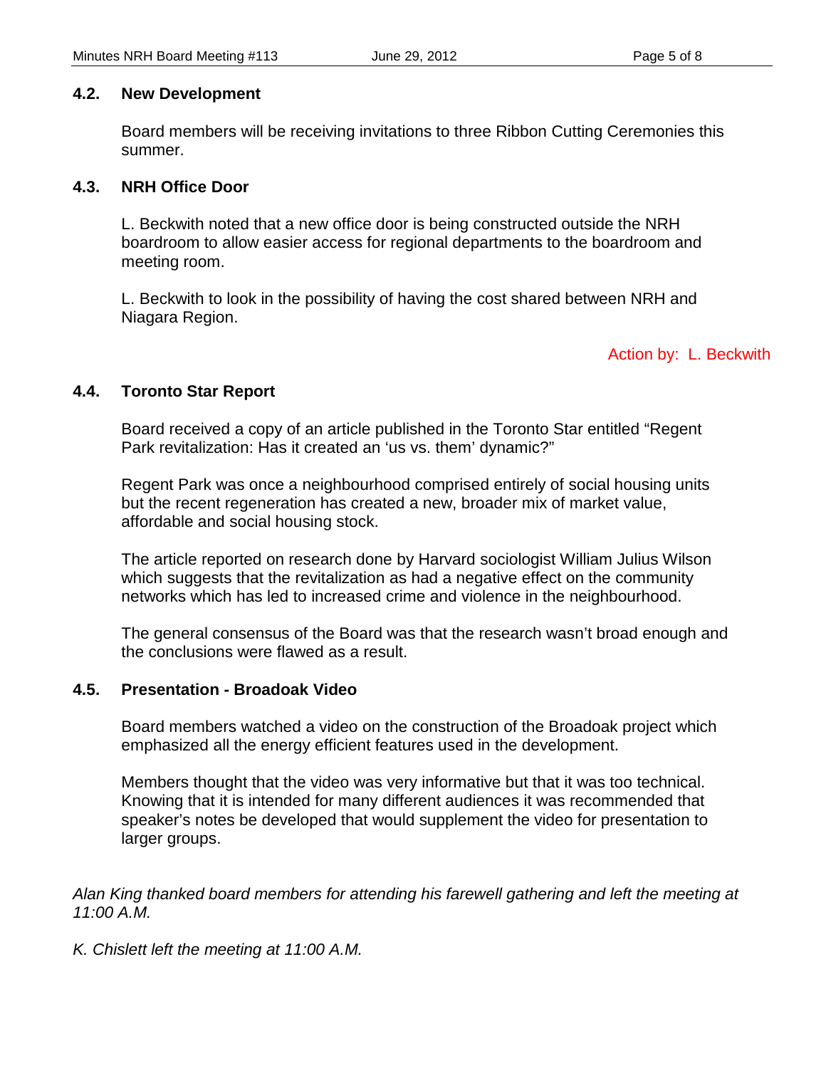### 4.2. New Development

Board members will be receiving invitations to three Ribbon Cutting Ceremonies this summer.

### 4.3. NRH Office Door

L. Beckwith noted that a new office door is being constructed outside the NRH boardroom to allow easier access for regional departments to the boardroom and meeting room.

L. Beckwith to look in the possibility of having the cost shared between NRH and Niagara Region.

Action by: L. Beckwith

### 4.4. Toronto Star Report

Board received a copy of an article published in the Toronto Star entitled "Regent Park revitalization: Has it created an 'us vs. them' dynamic?"

Regent Park was once a neighbourhood comprised entirely of social housing units but the recent regeneration has created a new, broader mix of market value, affordable and social housing stock.

The article reported on research done by Harvard sociologist William Julius Wilson which suggests that the revitalization as had a negative effect on the community networks which has led to increased crime and violence in the neighbourhood.

The general consensus of the Board was that the research wasn't broad enough and the conclusions were flawed as a result.

### 4.5. Presentation - Broadoak Video

Board members watched a video on the construction of the Broadoak project which emphasized all the energy efficient features used in the development.

Members thought that the video was very informative but that it was too technical. Knowing that it is intended for many different audiences it was recommended that speaker's notes be developed that would supplement the video for presentation to larger groups.

*Alan King thanked board members for attending his farewell gathering and left the meeting at 11:00 A.M.*

*K. Chislett left the meeting at 11:00 A.M.*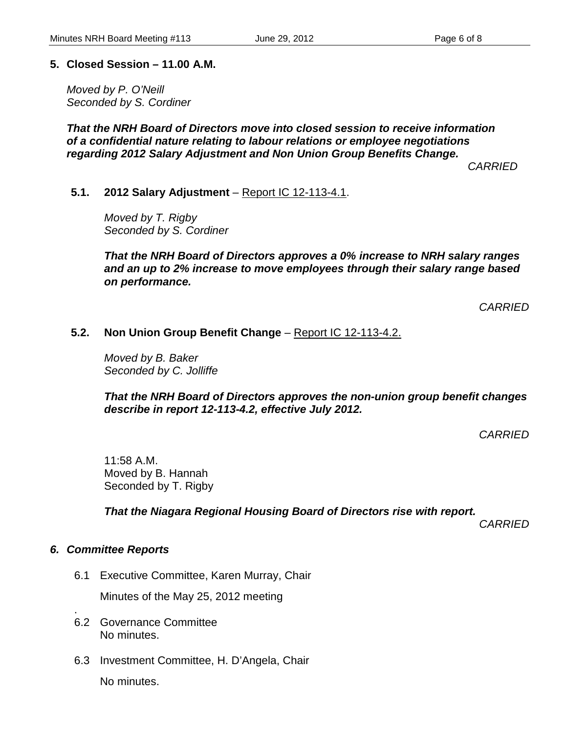## 5. Closed Session – 11.00 A.M.

*Moved by P. O'Neill*
*Seconded by S. Cordiner*

***That the NRH Board of Directors move into closed session to receive information of a confidential nature relating to labour relations or employee negotiations regarding 2012 Salary Adjustment and Non Union Group Benefits Change.***

*CARRIED*

### 5.1. 2012 Salary Adjustment – Report IC 12-113-4.1.

*Moved by T. Rigby*
*Seconded by S. Cordiner*

***That the NRH Board of Directors approves a 0% increase to NRH salary ranges and an up to 2% increase to move employees through their salary range based on performance.***

*CARRIED*

### 5.2. Non Union Group Benefit Change – Report IC 12-113-4.2.

*Moved by B. Baker*
*Seconded by C. Jolliffe*

***That the NRH Board of Directors approves the non-union group benefit changes describe in report 12-113-4.2, effective July 2012.***

*CARRIED*

11:58 A.M.
Moved by B. Hannah
Seconded by T. Rigby

***That the Niagara Regional Housing Board of Directors rise with report.***

*CARRIED*

## *6. Committee Reports*

6.1 Executive Committee, Karen Murray, Chair

Minutes of the May 25, 2012 meeting

.
6.2 Governance Committee
No minutes.

6.3 Investment Committee, H. D'Angela, Chair

No minutes.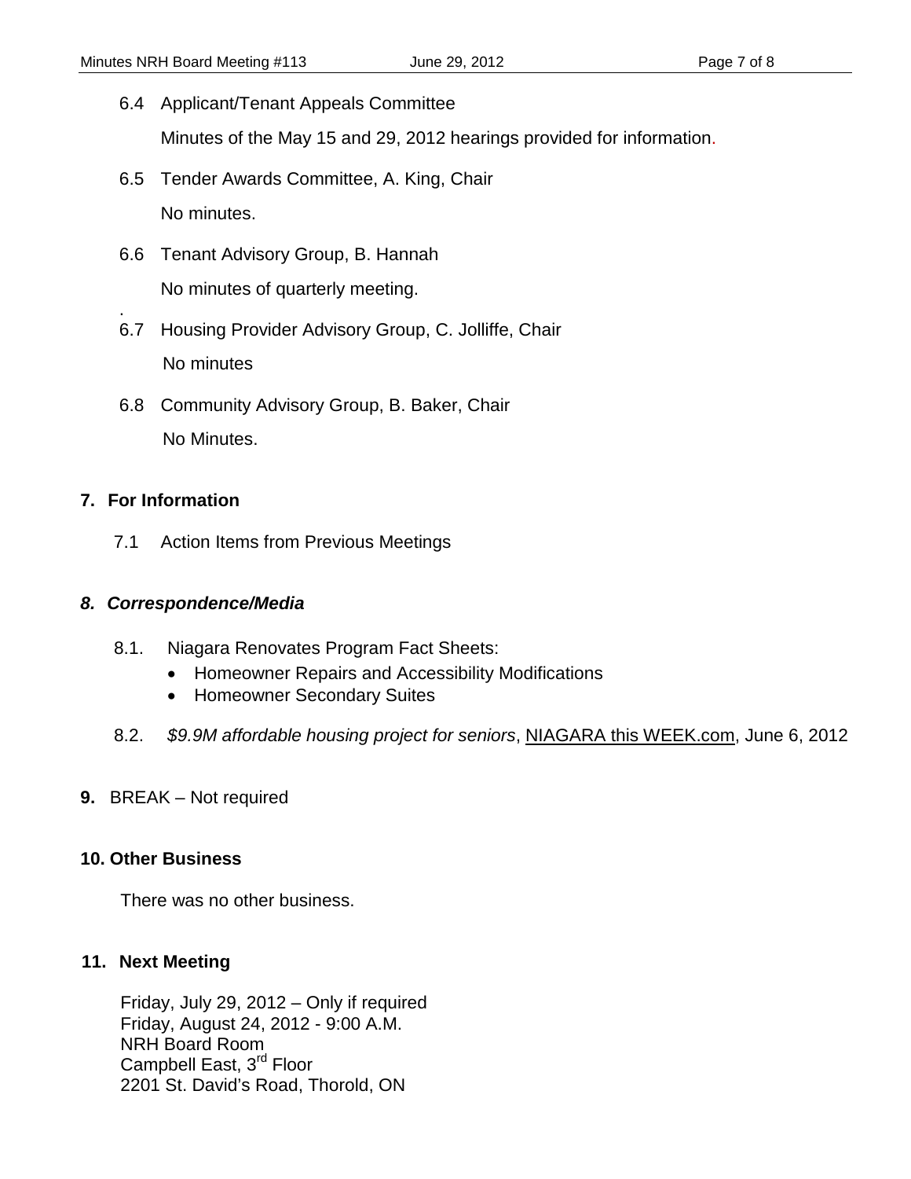6.4 Applicant/Tenant Appeals Committee

Minutes of the May 15 and 29, 2012 hearings provided for information.

6.5 Tender Awards Committee, A. King, Chair

No minutes.

6.6 Tenant Advisory Group, B. Hannah

No minutes of quarterly meeting.

.

6.7 Housing Provider Advisory Group, C. Jolliffe, Chair

No minutes

6.8 Community Advisory Group, B. Baker, Chair

No Minutes.

## 7. For Information

7.1 Action Items from Previous Meetings

## *8. Correspondence/Media*

8.1. Niagara Renovates Program Fact Sheets:

- Homeowner Repairs and Accessibility Modifications
- Homeowner Secondary Suites

8.2. *$9.9M affordable housing project for seniors*, NIAGARA this WEEK.com, June 6, 2012

**9.** BREAK – Not required

## 10. Other Business

There was no other business.

## 11. Next Meeting

Friday, July 29, 2012 – Only if required
Friday, August 24, 2012 - 9:00 A.M.
NRH Board Room
Campbell East, 3rd Floor
2201 St. David's Road, Thorold, ON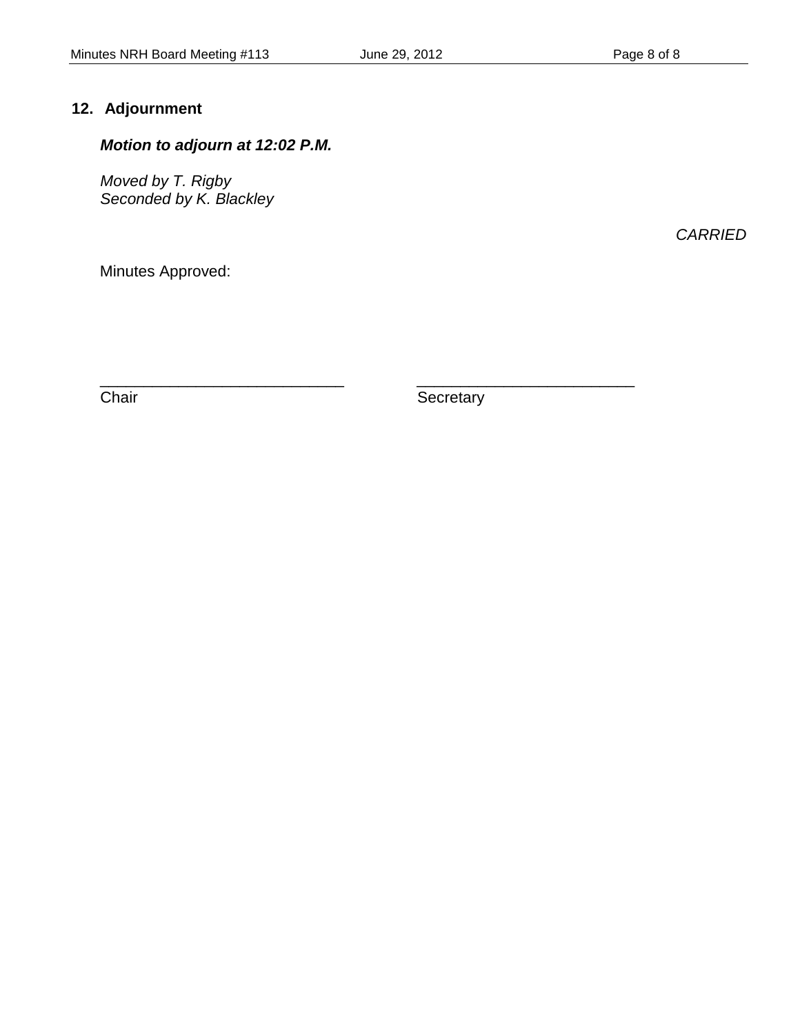## 12. Adjournment

***Motion to adjourn at 12:02 P.M.***

*Moved by T. Rigby*
*Seconded by K. Blackley*

*CARRIED*

Minutes Approved:

\_\_\_\_\_\_\_\_\_\_\_\_\_\_\_\_\_\_\_\_\_\_\_\_\_\_\_\_\_\_
Chair

\_\_\_\_\_\_\_\_\_\_\_\_\_\_\_\_\_\_\_\_\_\_\_\_\_\_\_
Secretary